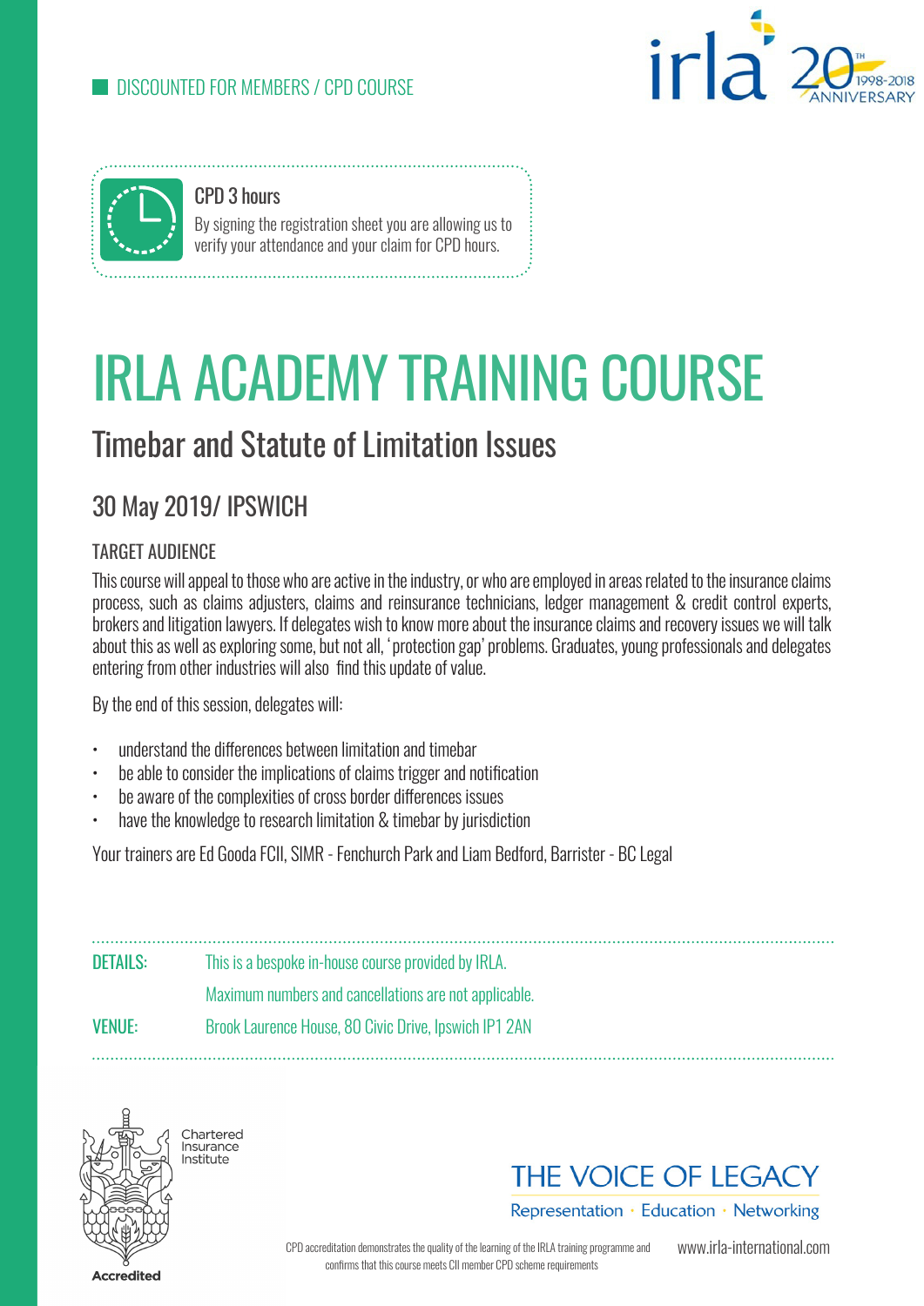DISCOUNTED FOR MEMBERS / CPD COURSE

irla 20TH 1998-2018 ANNIVERSARY

**CPD 3 hours**

By signing the registration sheet you are allowing us to verify your attendance and your claim for CPD hours.

# IRLA ACADEMY TRAINING COURSE

## Timebar and Statute of Limitation Issues

## 30 May 2019/ IPSWICH

### TARGET AUDIENCE

This course will appeal to those who are active in the industry, or who are employed in areas related to the insurance claims process, such as claims adjusters, claims and reinsurance technicians, ledger management & credit control experts, brokers and litigation lawyers. If delegates wish to know more about the insurance claims and recovery issues we will talk about this as well as exploring some, but not all, 'protection gap' problems. Graduates, young professionals and delegates entering from other industries will also find this update of value.

By the end of this session, delegates will:

- understand the differences between limitation and timebar
- be able to consider the implications of claims trigger and notification
- be aware of the complexities of cross border differences issues
- have the knowledge to research limitation & timebar by jurisdiction

Your trainers are Ed Gooda FCII, SIMR - Fenchurch Park and Liam Bedford, Barrister - BC Legal

**DETAILS:** This is a bespoke in-house course provided by IRLA.

Maximum numbers and cancellations are not applicable.

**VENUE:** Brook Laurence House, 80 Civic Drive, Ipswich IP1 2AN

Chartered Insurance Institute

Accredited

THE VOICE OF LEGACY

Representation · Education · Networking

CPD accreditation demonstrates the quality of the learning of the IRLA training programme and confirms that this course meets CII member CPD scheme requirements

www.irla-international.com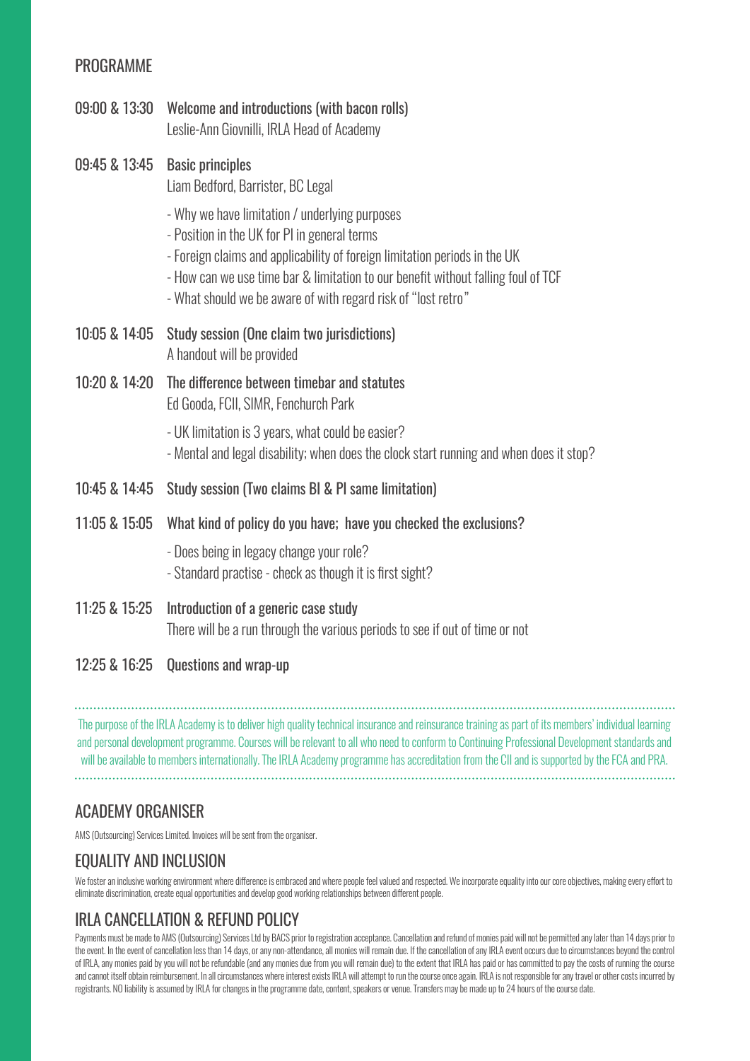## PROGRAMME

**09:00 & 13:30** **Welcome and introductions (with bacon rolls)**
Leslie-Ann Giovnilli, IRLA Head of Academy

**09:45 & 13:45** **Basic principles**
Liam Bedford, Barrister, BC Legal

- Why we have limitation / underlying purposes
- Position in the UK for PI in general terms
- Foreign claims and applicability of foreign limitation periods in the UK
- How can we use time bar & limitation to our benefit without falling foul of TCF
- What should we be aware of with regard risk of "lost retro"

**10:05 & 14:05** **Study session (One claim two jurisdictions)**
A handout will be provided

**10:20 & 14:20** **The difference between timebar and statutes**
Ed Gooda, FCII, SIMR, Fenchurch Park

- UK limitation is 3 years, what could be easier?
- Mental and legal disability; when does the clock start running and when does it stop?

**10:45 & 14:45** **Study session (Two claims BI & PI same limitation)**

**11:05 & 15:05** **What kind of policy do you have; have you checked the exclusions?**

- Does being in legacy change your role?
- Standard practise - check as though it is first sight?

**11:25 & 15:25** **Introduction of a generic case study**
There will be a run through the various periods to see if out of time or not

**12:25 & 16:25** **Questions and wrap-up**

---

The purpose of the IRLA Academy is to deliver high quality technical insurance and reinsurance training as part of its members' individual learning and personal development programme. Courses will be relevant to all who need to conform to Continuing Professional Development standards and will be available to members internationally. The IRLA Academy programme has accreditation from the CII and is supported by the FCA and PRA.

---

## ACADEMY ORGANISER

AMS (Outsourcing) Services Limited. Invoices will be sent from the organiser.

## EQUALITY AND INCLUSION

We foster an inclusive working environment where difference is embraced and where people feel valued and respected. We incorporate equality into our core objectives, making every effort to eliminate discrimination, create equal opportunities and develop good working relationships between different people.

## IRLA CANCELLATION & REFUND POLICY

Payments must be made to AMS (Outsourcing) Services Ltd by BACS prior to registration acceptance. Cancellation and refund of monies paid will not be permitted any later than 14 days prior to the event. In the event of cancellation less than 14 days, or any non-attendance, all monies will remain due. If the cancellation of any IRLA event occurs due to circumstances beyond the control of IRLA, any monies paid by you will not be refundable (and any monies due from you will remain due) to the extent that IRLA has paid or has committed to pay the costs of running the course and cannot itself obtain reimbursement. In all circumstances where interest exists IRLA will attempt to run the course once again. IRLA is not responsible for any travel or other costs incurred by registrants. NO liability is assumed by IRLA for changes in the programme date, content, speakers or venue. Transfers may be made up to 24 hours of the course date.